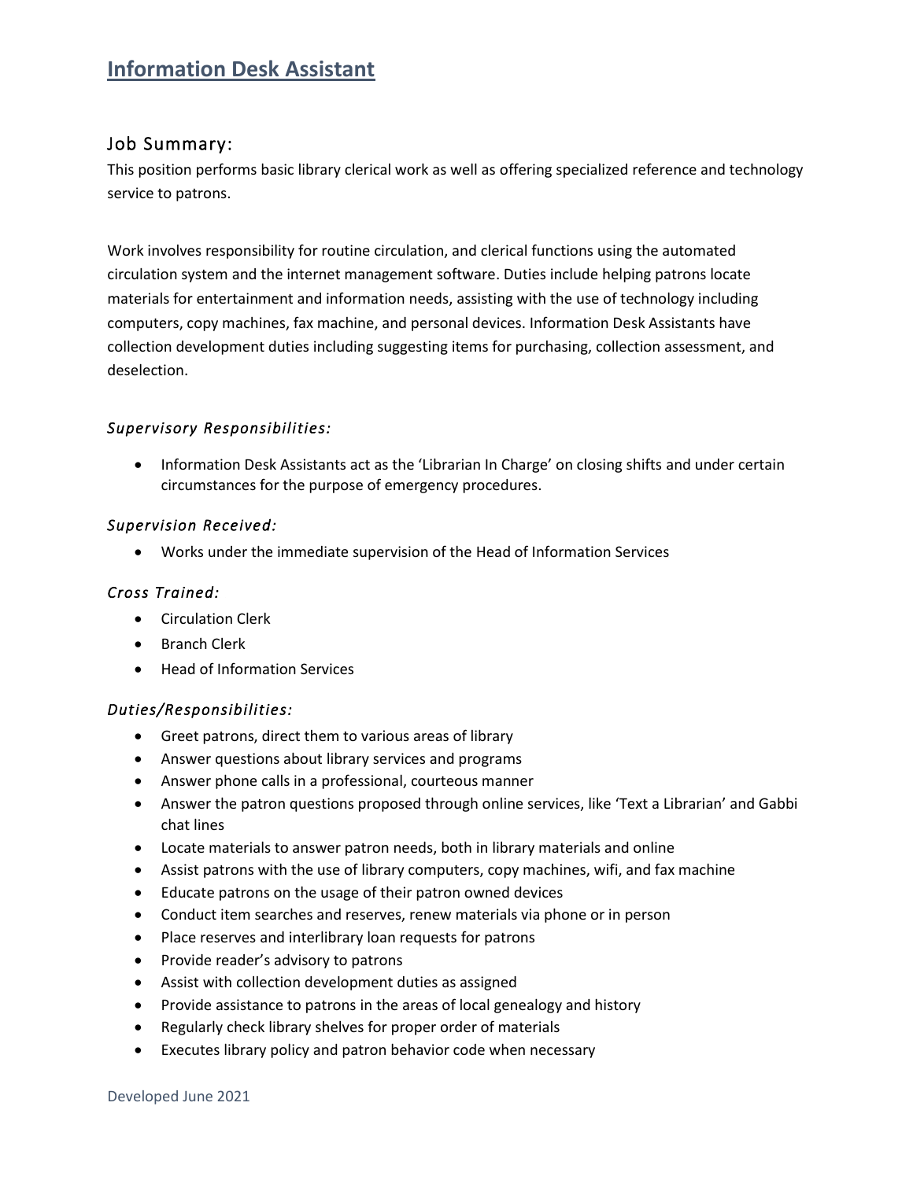# Information Desk Assistant

## Job Summary:

This position performs basic library clerical work as well as offering specialized reference and technology service to patrons.

Work involves responsibility for routine circulation, and clerical functions using the automated circulation system and the internet management software. Duties include helping patrons locate materials for entertainment and information needs, assisting with the use of technology including computers, copy machines, fax machine, and personal devices. Information Desk Assistants have collection development duties including suggesting items for purchasing, collection assessment, and deselection.

### *Supervisory Responsibilities:*

- Information Desk Assistants act as the 'Librarian In Charge' on closing shifts and under certain circumstances for the purpose of emergency procedures.

### *Supervision Received:*

- Works under the immediate supervision of the Head of Information Services

### *Cross Trained:*

- Circulation Clerk
- Branch Clerk
- Head of Information Services

### *Duties/Responsibilities:*

- Greet patrons, direct them to various areas of library
- Answer questions about library services and programs
- Answer phone calls in a professional, courteous manner
- Answer the patron questions proposed through online services, like 'Text a Librarian' and Gabbi chat lines
- Locate materials to answer patron needs, both in library materials and online
- Assist patrons with the use of library computers, copy machines, wifi, and fax machine
- Educate patrons on the usage of their patron owned devices
- Conduct item searches and reserves, renew materials via phone or in person
- Place reserves and interlibrary loan requests for patrons
- Provide reader's advisory to patrons
- Assist with collection development duties as assigned
- Provide assistance to patrons in the areas of local genealogy and history
- Regularly check library shelves for proper order of materials
- Executes library policy and patron behavior code when necessary

Developed June 2021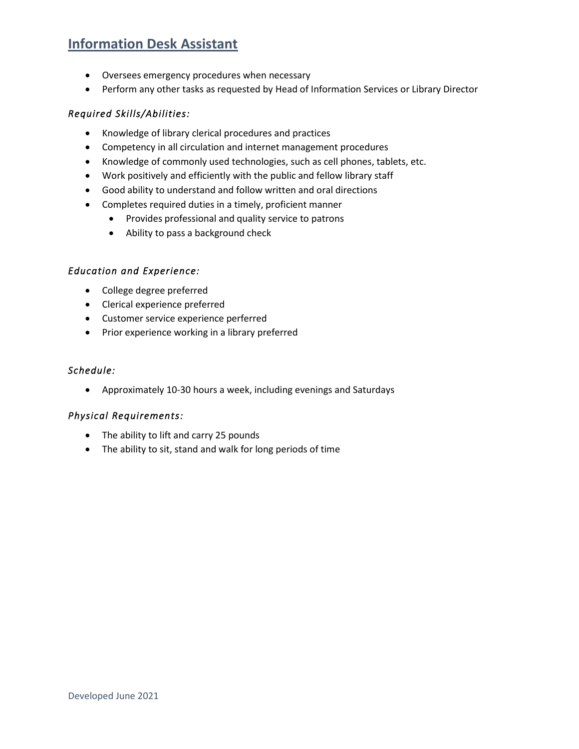- Oversees emergency procedures when necessary
- Perform any other tasks as requested by Head of Information Services or Library Director

### *Required Skills/Abilities:*

- Knowledge of library clerical procedures and practices
- Competency in all circulation and internet management procedures
- Knowledge of commonly used technologies, such as cell phones, tablets, etc.
- Work positively and efficiently with the public and fellow library staff
- Good ability to understand and follow written and oral directions
- Completes required duties in a timely, proficient manner
    - Provides professional and quality service to patrons
    - Ability to pass a background check

### *Education and Experience:*

- College degree preferred
- Clerical experience preferred
- Customer service experience perferred
- Prior experience working in a library preferred

### *Schedule:*

- Approximately 10-30 hours a week, including evenings and Saturdays

### *Physical Requirements:*

- The ability to lift and carry 25 pounds
- The ability to sit, stand and walk for long periods of time